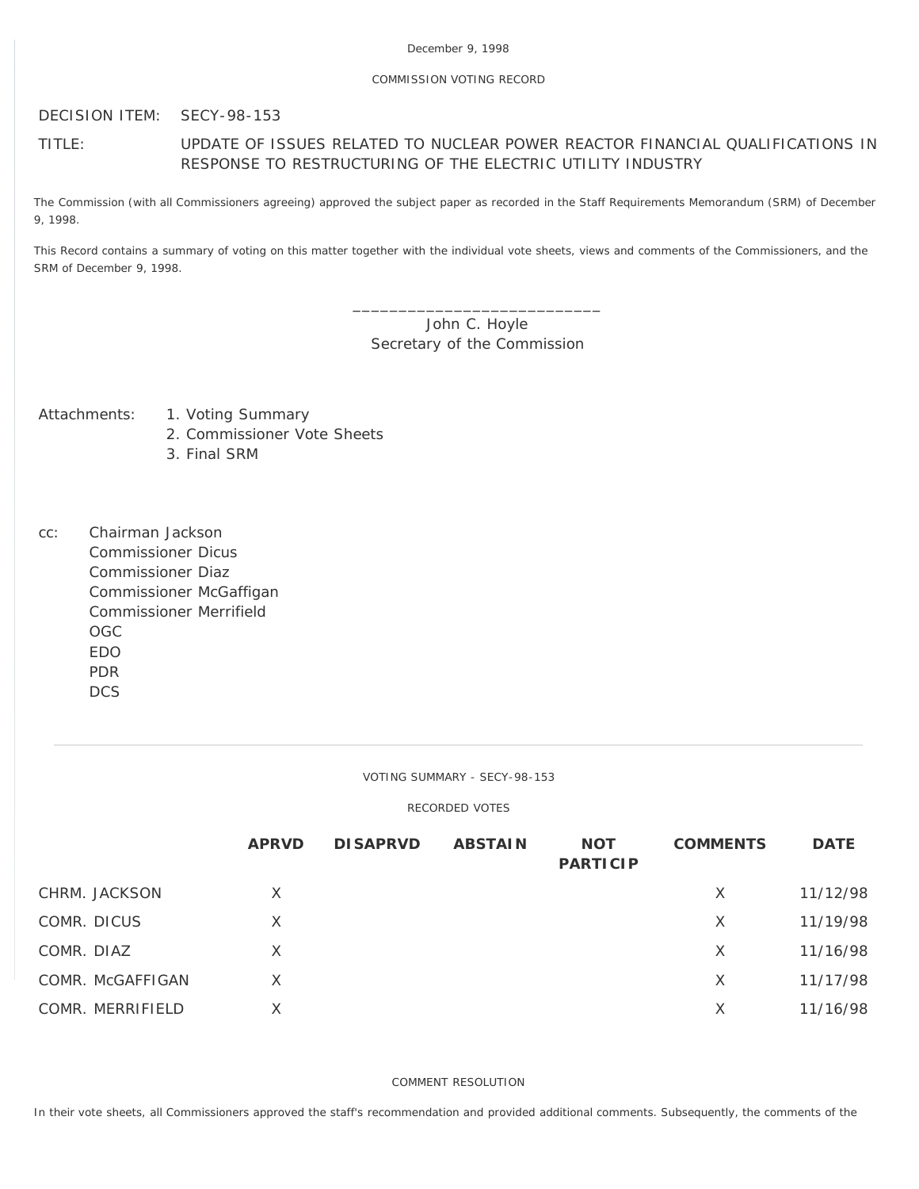December 9, 1998

COMMISSION VOTING RECORD

DECISION ITEM: SECY-98-153

TITLE: UPDATE OF ISSUES RELATED TO NUCLEAR POWER REACTOR FINANCIAL QUALIFICATIONS IN RESPONSE TO RESTRUCTURING OF THE ELECTRIC UTILITY INDUSTRY

The Commission (with all Commissioners agreeing) approved the subject paper as recorded in the Staff Requirements Memorandum (SRM) of December 9, 1998.

This Record contains a summary of voting on this matter together with the individual vote sheets, views and comments of the Commissioners, and the SRM of December 9, 1998.

\_\_\_\_\_\_\_\_\_\_\_\_\_\_\_\_\_\_\_\_\_\_\_\_\_\_\_\_
John C. Hoyle
Secretary of the Commission

Attachments:
1. Voting Summary
2. Commissioner Vote Sheets
3. Final SRM

cc:
Chairman Jackson
Commissioner Dicus
Commissioner Diaz
Commissioner McGaffigan
Commissioner Merrifield
OGC
EDO
PDR
DCS

---

VOTING SUMMARY - SECY-98-153

RECORDED VOTES

| | APRVD | DISAPRVD | ABSTAIN | NOT PARTICIP | COMMENTS | DATE |
|---|---|---|---|---|---|---|
| CHRM. JACKSON | X | | | | X | 11/12/98 |
| COMR. DICUS | X | | | | X | 11/19/98 |
| COMR. DIAZ | X | | | | X | 11/16/98 |
| COMR. McGAFFIGAN | X | | | | X | 11/17/98 |
| COMR. MERRIFIELD | X | | | | X | 11/16/98 |

COMMENT RESOLUTION

In their vote sheets, all Commissioners approved the staff's recommendation and provided additional comments. Subsequently, the comments of the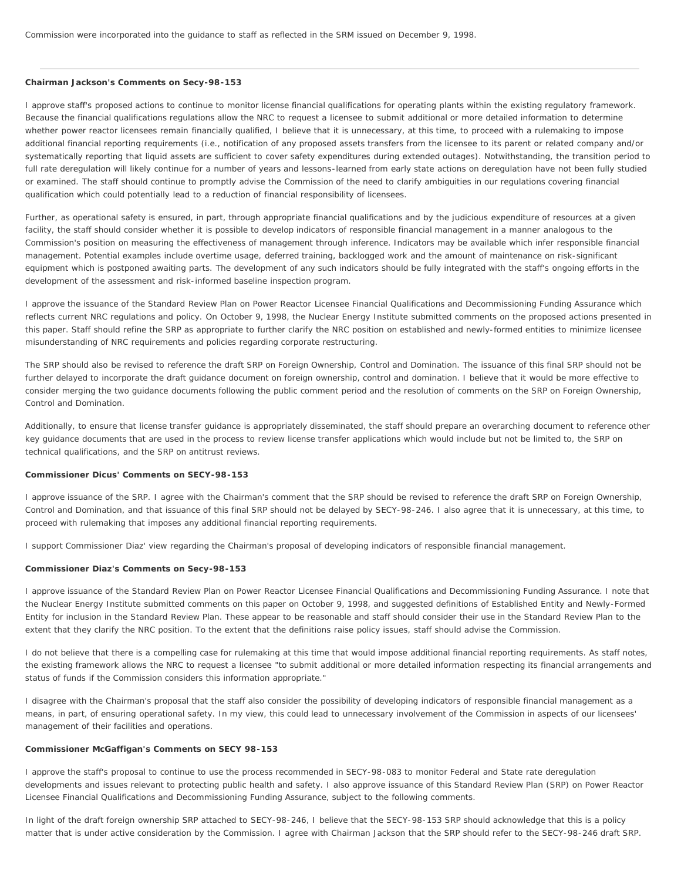Commission were incorporated into the guidance to staff as reflected in the SRM issued on December 9, 1998.

---

**Chairman Jackson's Comments on Secy-98-153**

I approve staff's proposed actions to continue to monitor license financial qualifications for operating plants within the existing regulatory framework. Because the financial qualifications regulations allow the NRC to request a licensee to submit additional or more detailed information to determine whether power reactor licensees remain financially qualified, I believe that it is unnecessary, at this time, to proceed with a rulemaking to impose additional financial reporting requirements (i.e., notification of any proposed assets transfers from the licensee to its parent or related company and/or systematically reporting that liquid assets are sufficient to cover safety expenditures during extended outages). Notwithstanding, the transition period to full rate deregulation will likely continue for a number of years and lessons-learned from early state actions on deregulation have not been fully studied or examined. The staff should continue to promptly advise the Commission of the need to clarify ambiguities in our regulations covering financial qualification which could potentially lead to a reduction of financial responsibility of licensees.

Further, as operational safety is ensured, in part, through appropriate financial qualifications and by the judicious expenditure of resources at a given facility, the staff should consider whether it is possible to develop indicators of responsible financial management in a manner analogous to the Commission's position on measuring the effectiveness of management through inference. Indicators may be available which infer responsible financial management. Potential examples include overtime usage, deferred training, backlogged work and the amount of maintenance on risk-significant equipment which is postponed awaiting parts. The development of any such indicators should be fully integrated with the staff's ongoing efforts in the development of the assessment and risk-informed baseline inspection program.

I approve the issuance of the Standard Review Plan on Power Reactor Licensee Financial Qualifications and Decommissioning Funding Assurance which reflects current NRC regulations and policy. On October 9, 1998, the Nuclear Energy Institute submitted comments on the proposed actions presented in this paper. Staff should refine the SRP as appropriate to further clarify the NRC position on established and newly-formed entities to minimize licensee misunderstanding of NRC requirements and policies regarding corporate restructuring.

The SRP should also be revised to reference the draft SRP on Foreign Ownership, Control and Domination. The issuance of this final SRP should not be further delayed to incorporate the draft guidance document on foreign ownership, control and domination. I believe that it would be more effective to consider merging the two guidance documents following the public comment period and the resolution of comments on the SRP on Foreign Ownership, Control and Domination.

Additionally, to ensure that license transfer guidance is appropriately disseminated, the staff should prepare an overarching document to reference other key guidance documents that are used in the process to review license transfer applications which would include but not be limited to, the SRP on technical qualifications, and the SRP on antitrust reviews.

**Commissioner Dicus' Comments on SECY-98-153**

I approve issuance of the SRP. I agree with the Chairman's comment that the SRP should be revised to reference the draft SRP on Foreign Ownership, Control and Domination, and that issuance of this final SRP should not be delayed by SECY-98-246. I also agree that it is unnecessary, at this time, to proceed with rulemaking that imposes any additional financial reporting requirements.

I support Commissioner Diaz' view regarding the Chairman's proposal of developing indicators of responsible financial management.

**Commissioner Diaz's Comments on Secy-98-153**

I approve issuance of the Standard Review Plan on Power Reactor Licensee Financial Qualifications and Decommissioning Funding Assurance. I note that the Nuclear Energy Institute submitted comments on this paper on October 9, 1998, and suggested definitions of Established Entity and Newly-Formed Entity for inclusion in the Standard Review Plan. These appear to be reasonable and staff should consider their use in the Standard Review Plan to the extent that they clarify the NRC position. To the extent that the definitions raise policy issues, staff should advise the Commission.

I do not believe that there is a compelling case for rulemaking at this time that would impose additional financial reporting requirements. As staff notes, the existing framework allows the NRC to request a licensee "to submit additional or more detailed information respecting its financial arrangements and status of funds if the Commission considers this information appropriate."

I disagree with the Chairman's proposal that the staff also consider the possibility of developing indicators of responsible financial management as a means, in part, of ensuring operational safety. In my view, this could lead to unnecessary involvement of the Commission in aspects of our licensees' management of their facilities and operations.

**Commissioner McGaffigan's Comments on SECY 98-153**

I approve the staff's proposal to continue to use the process recommended in SECY-98-083 to monitor Federal and State rate deregulation developments and issues relevant to protecting public health and safety. I also approve issuance of this Standard Review Plan (SRP) on Power Reactor Licensee Financial Qualifications and Decommissioning Funding Assurance, subject to the following comments.

In light of the draft foreign ownership SRP attached to SECY-98-246, I believe that the SECY-98-153 SRP should acknowledge that this is a policy matter that is under active consideration by the Commission. I agree with Chairman Jackson that the SRP should refer to the SECY-98-246 draft SRP.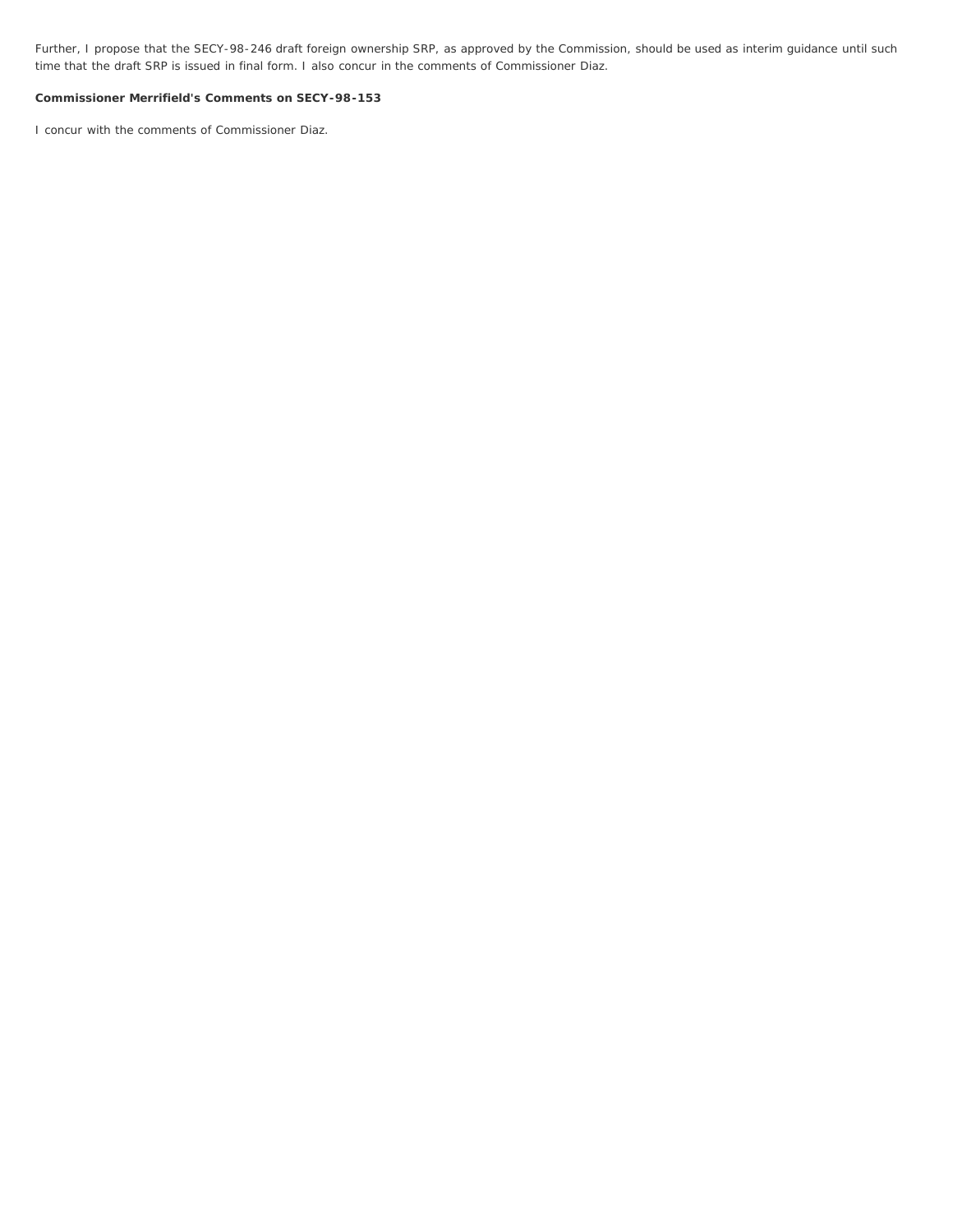Further, I propose that the SECY-98-246 draft foreign ownership SRP, as approved by the Commission, should be used as interim guidance until such time that the draft SRP is issued in final form. I also concur in the comments of Commissioner Diaz.

**Commissioner Merrifield's Comments on SECY-98-153**

I concur with the comments of Commissioner Diaz.